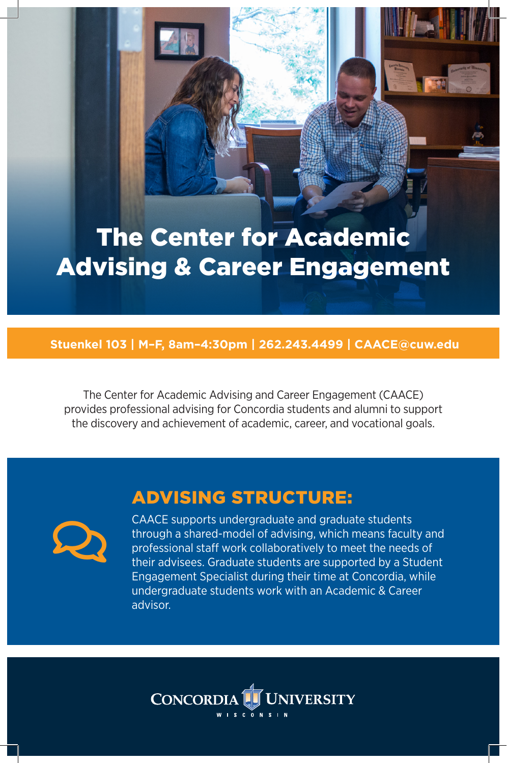# The Center for Academic Advising & Career Engagement

**Stuenkel 103 | M–F, 8am–4:30pm | 262.243.4499 | CAACE@cuw.edu**

The Center for Academic Advising and Career Engagement (CAACE) provides professional advising for Concordia students and alumni to support the discovery and achievement of academic, career, and vocational goals.

## ADVISING STRUCTURE:

CAACE supports undergraduate and graduate students through a shared-model of advising, which means faculty and professional staff work collaboratively to meet the needs of their advisees. Graduate students are supported by a Student Engagement Specialist during their time at Concordia, while undergraduate students work with an Academic & Career advisor.

CONCORDIA UNIVERSITY
WISCONSIN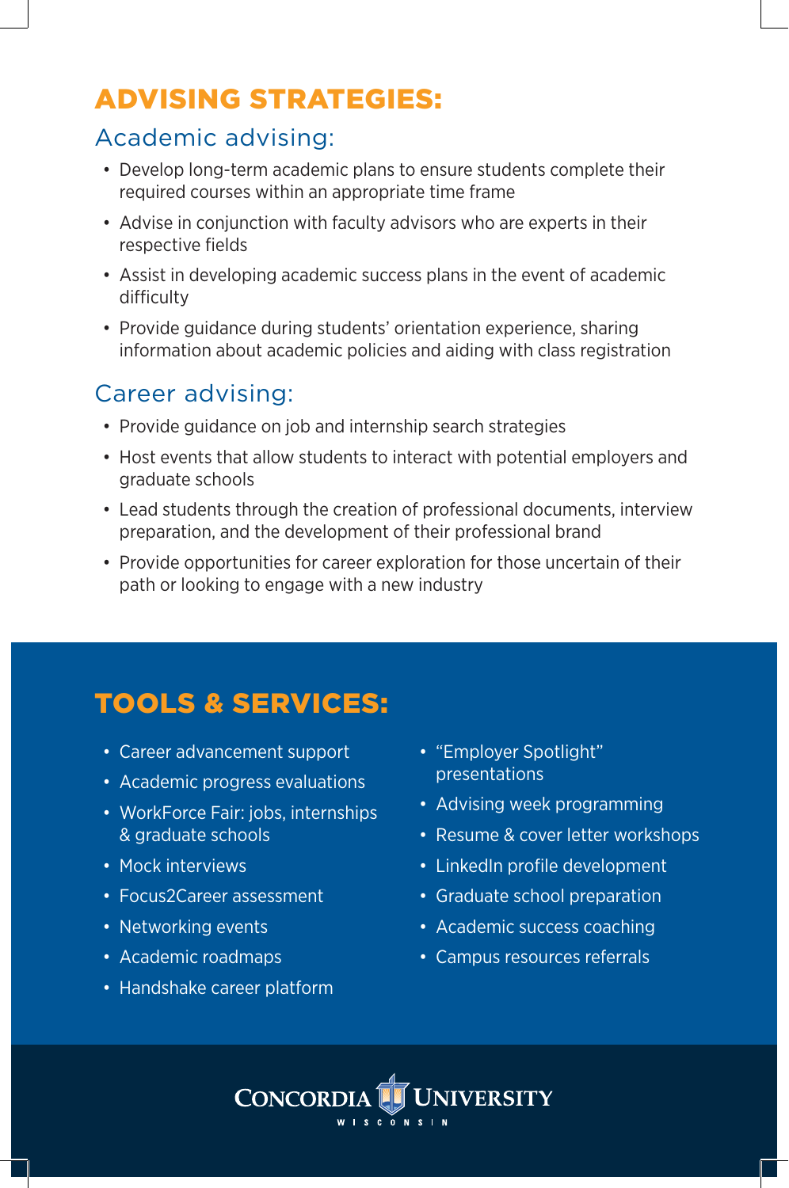# ADVISING STRATEGIES:

## Academic advising:

- Develop long-term academic plans to ensure students complete their required courses within an appropriate time frame
- Advise in conjunction with faculty advisors who are experts in their respective fields
- Assist in developing academic success plans in the event of academic difficulty
- Provide guidance during students' orientation experience, sharing information about academic policies and aiding with class registration

## Career advising:

- Provide guidance on job and internship search strategies
- Host events that allow students to interact with potential employers and graduate schools
- Lead students through the creation of professional documents, interview preparation, and the development of their professional brand
- Provide opportunities for career exploration for those uncertain of their path or looking to engage with a new industry

# TOOLS & SERVICES:

- Career advancement support
- Academic progress evaluations
- WorkForce Fair: jobs, internships & graduate schools
- Mock interviews
- Focus2Career assessment
- Networking events
- Academic roadmaps
- Handshake career platform
- "Employer Spotlight" presentations
- Advising week programming
- Resume & cover letter workshops
- LinkedIn profile development
- Graduate school preparation
- Academic success coaching
- Campus resources referrals

CONCORDIA UNIVERSITY
WISCONSIN